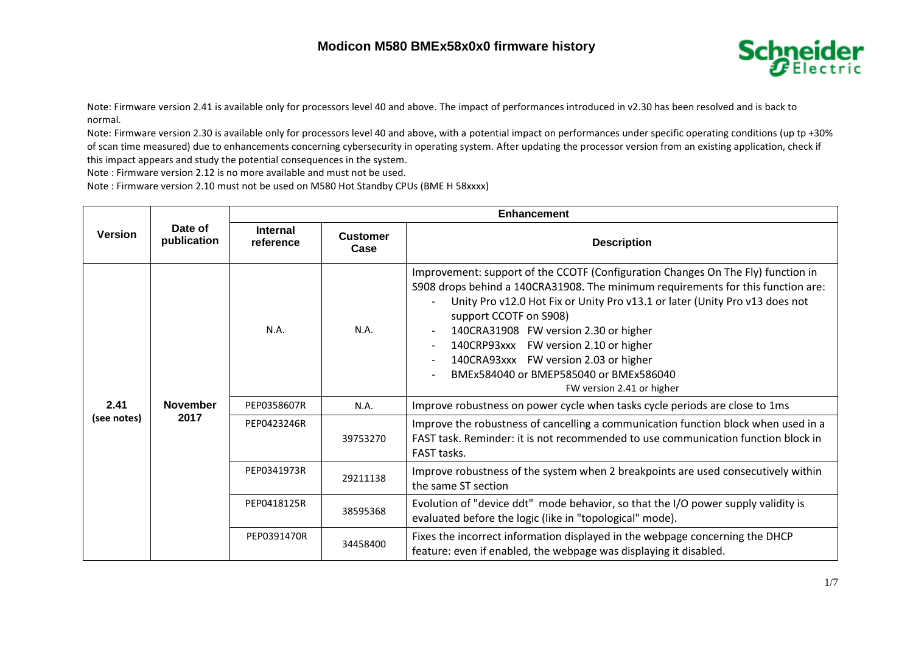# Modicon M580 BMEx58x0x0 firmware history

Note: Firmware version 2.41 is available only for processors level 40 and above. The impact of performances introduced in v2.30 has been resolved and is back to normal.

Note: Firmware version 2.30 is available only for processors level 40 and above, with a potential impact on performances under specific operating conditions (up tp +30% of scan time measured) due to enhancements concerning cybersecurity in operating system. After updating the processor version from an existing application, check if this impact appears and study the potential consequences in the system.

Note : Firmware version 2.12 is no more available and must not be used.

Note : Firmware version 2.10 must not be used on M580 Hot Standby CPUs (BME H 58xxxx)

| Version | Date of publication | Enhancement | | |
|---|---|---|---|---|
| | | **Internal reference** | **Customer Case** | **Description** |
| 2.41 (see notes) | November 2017 | N.A. | N.A. | Improvement: support of the CCOTF (Configuration Changes On The Fly) function in S908 drops behind a 140CRA31908. The minimum requirements for this function are:<br>- Unity Pro v12.0 Hot Fix or Unity Pro v13.1 or later (Unity Pro v13 does not support CCOTF on S908)<br>- 140CRA31908 FW version 2.30 or higher<br>- 140CRP93xxx FW version 2.10 or higher<br>- 140CRA93xxx FW version 2.03 or higher<br>- BMEx584040 or BMEP585040 or BMEx586040 FW version 2.41 or higher |
| | | PEP0358607R | N.A. | Improve robustness on power cycle when tasks cycle periods are close to 1ms |
| | | PEP0423246R | 39753270 | Improve the robustness of cancelling a communication function block when used in a FAST task. Reminder: it is not recommended to use communication function block in FAST tasks. |
| | | PEP0341973R | 29211138 | Improve robustness of the system when 2 breakpoints are used consecutively within the same ST section |
| | | PEP0418125R | 38595368 | Evolution of "device ddt" mode behavior, so that the I/O power supply validity is evaluated before the logic (like in "topological" mode). |
| | | PEP0391470R | 34458400 | Fixes the incorrect information displayed in the webpage concerning the DHCP feature: even if enabled, the webpage was displaying it disabled. |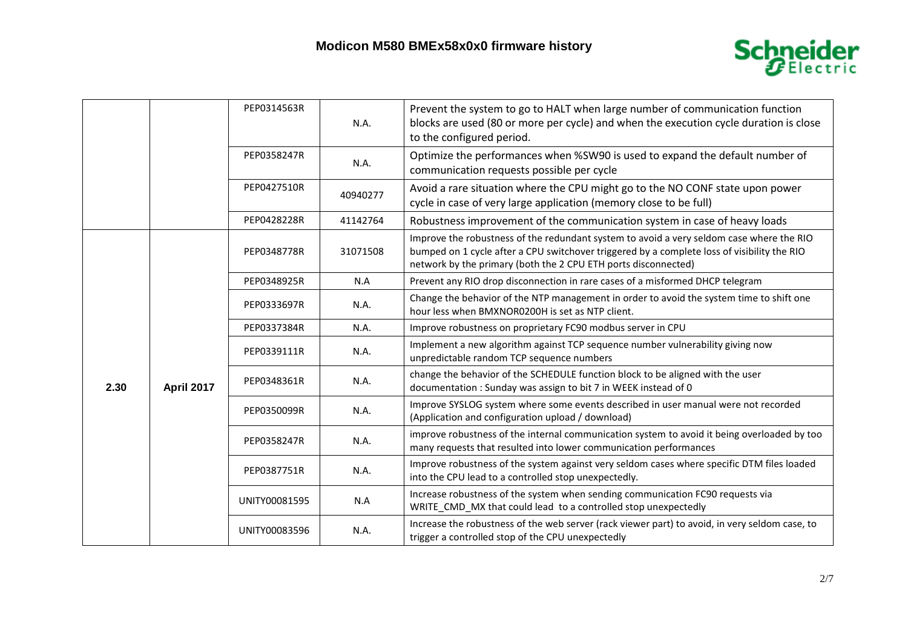# Modicon M580 BMEx58x0x0 firmware history

| | | | | |
|---|---|---|---|---|
| | | PEP0314563R | N.A. | Prevent the system to go to HALT when large number of communication function blocks are used (80 or more per cycle) and when the execution cycle duration is close to the configured period. |
| | | PEP0358247R | N.A. | Optimize the performances when %SW90 is used to expand the default number of communication requests possible per cycle |
| | | PEP0427510R | 40940277 | Avoid a rare situation where the CPU might go to the NO CONF state upon power cycle in case of very large application (memory close to be full) |
| | | PEP0428228R | 41142764 | Robustness improvement of the communication system in case of heavy loads |
| 2.30 | April 2017 | PEP0348778R | 31071508 | Improve the robustness of the redundant system to avoid a very seldom case where the RIO bumped on 1 cycle after a CPU switchover triggered by a complete loss of visibility the RIO network by the primary (both the 2 CPU ETH ports disconnected) |
| | | PEP0348925R | N.A | Prevent any RIO drop disconnection in rare cases of a misformed DHCP telegram |
| | | PEP0333697R | N.A. | Change the behavior of the NTP management in order to avoid the system time to shift one hour less when BMXNOR0200H is set as NTP client. |
| | | PEP0337384R | N.A. | Improve robustness on proprietary FC90 modbus server in CPU |
| | | PEP0339111R | N.A. | Implement a new algorithm against TCP sequence number vulnerability giving now unpredictable random TCP sequence numbers |
| | | PEP0348361R | N.A. | change the behavior of the SCHEDULE function block to be aligned with the user documentation : Sunday was assign to bit 7 in WEEK instead of 0 |
| | | PEP0350099R | N.A. | Improve SYSLOG system where some events described in user manual were not recorded (Application and configuration upload / download) |
| | | PEP0358247R | N.A. | improve robustness of the internal communication system to avoid it being overloaded by too many requests that resulted into lower communication performances |
| | | PEP0387751R | N.A. | Improve robustness of the system against very seldom cases where specific DTM files loaded into the CPU lead to a controlled stop unexpectedly. |
| | | UNITY00081595 | N.A | Increase robustness of the system when sending communication FC90 requests via WRITE_CMD_MX that could lead to a controlled stop unexpectedly |
| | | UNITY00083596 | N.A. | Increase the robustness of the web server (rack viewer part) to avoid, in very seldom case, to trigger a controlled stop of the CPU unexpectedly |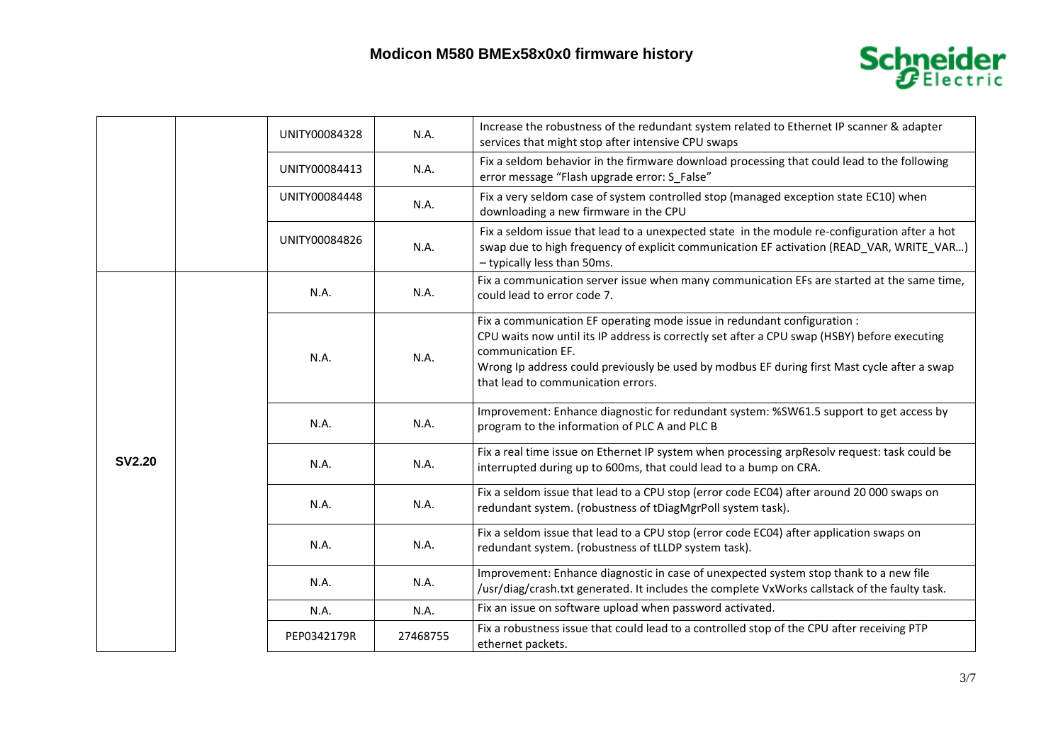| | | | | |
|---|---|---|---|---|
| | | UNITY00084328 | N.A. | Increase the robustness of the redundant system related to Ethernet IP scanner & adapter services that might stop after intensive CPU swaps |
| | | UNITY00084413 | N.A. | Fix a seldom behavior in the firmware download processing that could lead to the following error message “Flash upgrade error: S_False” |
| | | UNITY00084448 | N.A. | Fix a very seldom case of system controlled stop (managed exception state EC10) when downloading a new firmware in the CPU |
| | | UNITY00084826 | N.A. | Fix a seldom issue that lead to a unexpected state in the module re-configuration after a hot swap due to high frequency of explicit communication EF activation (READ_VAR, WRITE_VAR…) – typically less than 50ms. |
| **SV2.20** | | N.A. | N.A. | Fix a communication server issue when many communication EFs are started at the same time, could lead to error code 7. |
| | | N.A. | N.A. | Fix a communication EF operating mode issue in redundant configuration :<br>CPU waits now until its IP address is correctly set after a CPU swap (HSBY) before executing communication EF.<br>Wrong Ip address could previously be used by modbus EF during first Mast cycle after a swap that lead to communication errors. |
| | | N.A. | N.A. | Improvement: Enhance diagnostic for redundant system: %SW61.5 support to get access by program to the information of PLC A and PLC B |
| | | N.A. | N.A. | Fix a real time issue on Ethernet IP system when processing arpResolv request: task could be interrupted during up to 600ms, that could lead to a bump on CRA. |
| | | N.A. | N.A. | Fix a seldom issue that lead to a CPU stop (error code EC04) after around 20 000 swaps on redundant system. (robustness of tDiagMgrPoll system task). |
| | | N.A. | N.A. | Fix a seldom issue that lead to a CPU stop (error code EC04) after application swaps on redundant system. (robustness of tLLDP system task). |
| | | N.A. | N.A. | Improvement: Enhance diagnostic in case of unexpected system stop thank to a new file /usr/diag/crash.txt generated. It includes the complete VxWorks callstack of the faulty task. |
| | | N.A. | N.A. | Fix an issue on software upload when password activated. |
| | | PEP0342179R | 27468755 | Fix a robustness issue that could lead to a controlled stop of the CPU after receiving PTP ethernet packets. |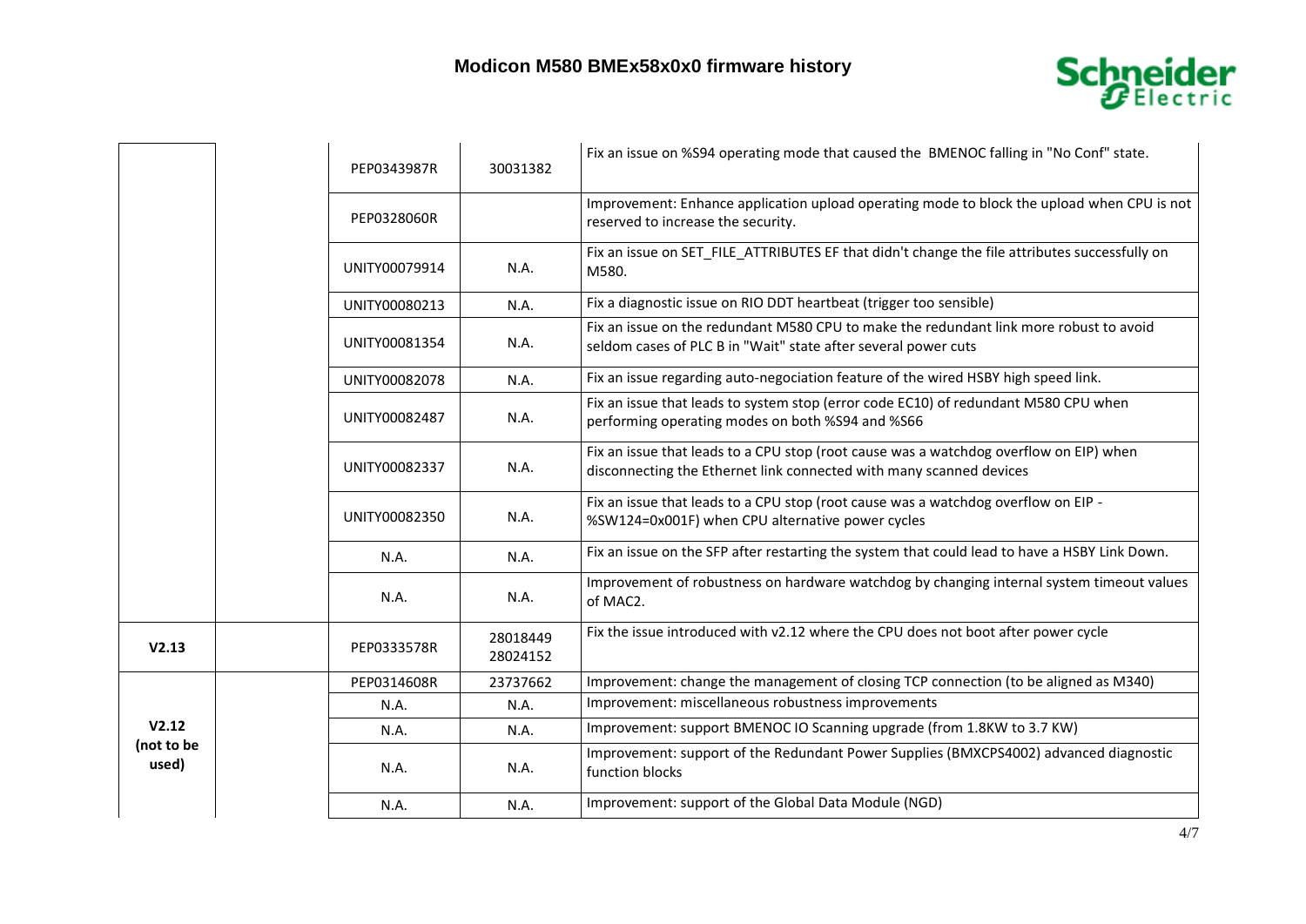| | | | | |
|---|---|---|---|---|
| | | PEP0343987R | 30031382 | Fix an issue on %S94 operating mode that caused the BMENOC falling in "No Conf" state. |
| | | PEP0328060R | | Improvement: Enhance application upload operating mode to block the upload when CPU is not reserved to increase the security. |
| | | UNITY00079914 | N.A. | Fix an issue on SET_FILE_ATTRIBUTES EF that didn't change the file attributes successfully on M580. |
| | | UNITY00080213 | N.A. | Fix a diagnostic issue on RIO DDT heartbeat (trigger too sensible) |
| | | UNITY00081354 | N.A. | Fix an issue on the redundant M580 CPU to make the redundant link more robust to avoid seldom cases of PLC B in "Wait" state after several power cuts |
| | | UNITY00082078 | N.A. | Fix an issue regarding auto-negociation feature of the wired HSBY high speed link. |
| | | UNITY00082487 | N.A. | Fix an issue that leads to system stop (error code EC10) of redundant M580 CPU when performing operating modes on both %S94 and %S66 |
| | | UNITY00082337 | N.A. | Fix an issue that leads to a CPU stop (root cause was a watchdog overflow on EIP) when disconnecting the Ethernet link connected with many scanned devices |
| | | UNITY00082350 | N.A. | Fix an issue that leads to a CPU stop (root cause was a watchdog overflow on EIP - %SW124=0x001F) when CPU alternative power cycles |
| | | N.A. | N.A. | Fix an issue on the SFP after restarting the system that could lead to have a HSBY Link Down. |
| | | N.A. | N.A. | Improvement of robustness on hardware watchdog by changing internal system timeout values of MAC2. |
| **V2.13** | | PEP0333578R | 28018449 28024152 | Fix the issue introduced with v2.12 where the CPU does not boot after power cycle |
| **V2.12 (not to be used)** | | PEP0314608R | 23737662 | Improvement: change the management of closing TCP connection (to be aligned as M340) |
| | | N.A. | N.A. | Improvement: miscellaneous robustness improvements |
| | | N.A. | N.A. | Improvement: support BMENOC IO Scanning upgrade (from 1.8KW to 3.7 KW) |
| | | N.A. | N.A. | Improvement: support of the Redundant Power Supplies (BMXCPS4002) advanced diagnostic function blocks |
| | | N.A. | N.A. | Improvement: support of the Global Data Module (NGD) |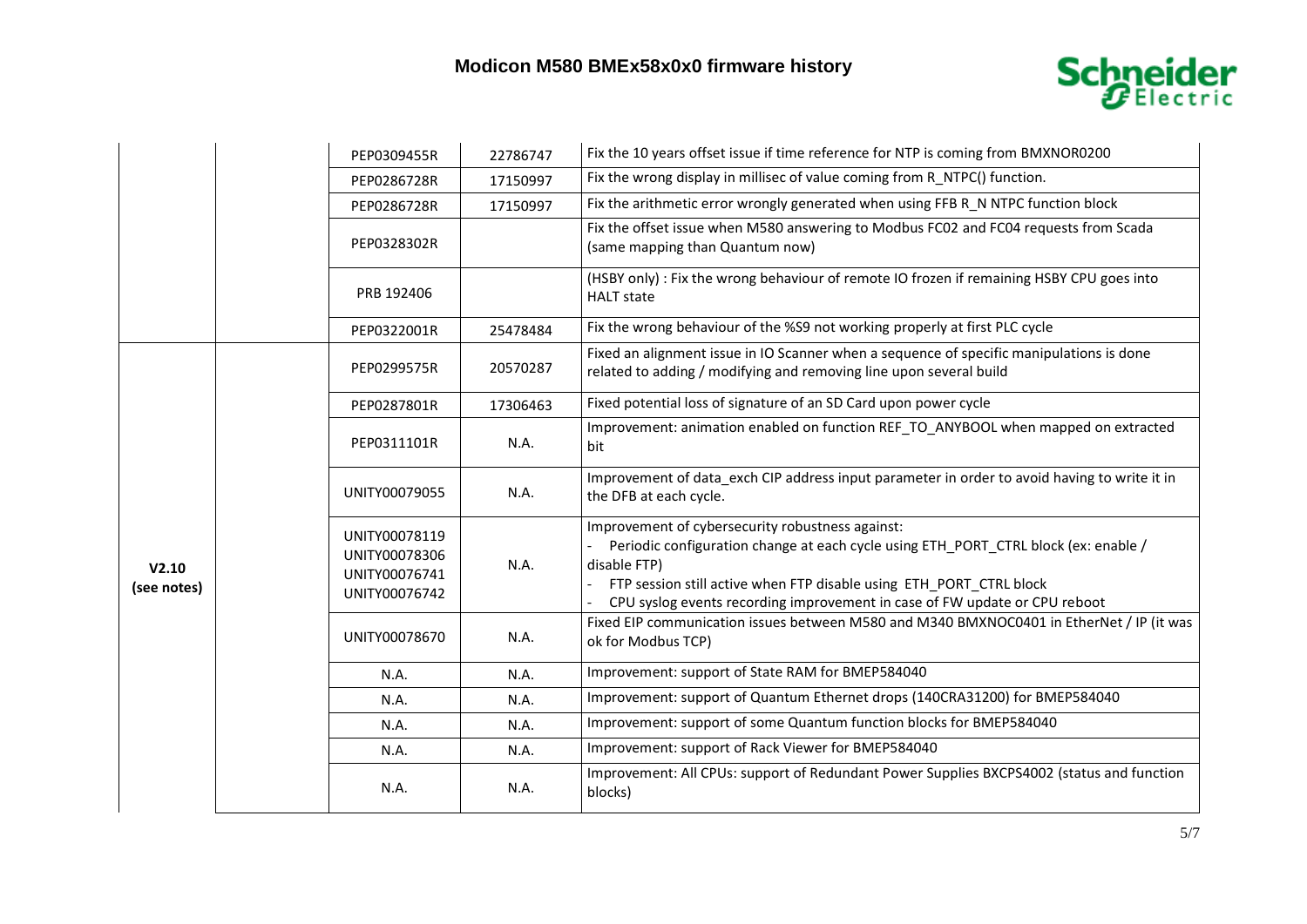# Modicon M580 BMEx58x0x0 firmware history

| | | | | |
|---|---|---|---|---|
| | | PEP0309455R | 22786747 | Fix the 10 years offset issue if time reference for NTP is coming from BMXNOR0200 |
| | | PEP0286728R | 17150997 | Fix the wrong display in millisec of value coming from R_NTPC() function. |
| | | PEP0286728R | 17150997 | Fix the arithmetic error wrongly generated when using FFB R_N NTPC function block |
| | | PEP0328302R | | Fix the offset issue when M580 answering to Modbus FC02 and FC04 requests from Scada (same mapping than Quantum now) |
| | | PRB 192406 | | (HSBY only) : Fix the wrong behaviour of remote IO frozen if remaining HSBY CPU goes into HALT state |
| | | PEP0322001R | 25478484 | Fix the wrong behaviour of the %S9 not working properly at first PLC cycle |
| **V2.10 (see notes)** | | PEP0299575R | 20570287 | Fixed an alignment issue in IO Scanner when a sequence of specific manipulations is done related to adding / modifying and removing line upon several build |
| | | PEP0287801R | 17306463 | Fixed potential loss of signature of an SD Card upon power cycle |
| | | PEP0311101R | N.A. | Improvement: animation enabled on function REF_TO_ANYBOOL when mapped on extracted bit |
| | | UNITY00079055 | N.A. | Improvement of data_exch CIP address input parameter in order to avoid having to write it in the DFB at each cycle. |
| | | UNITY00078119<br>UNITY00078306<br>UNITY00076741<br>UNITY00076742 | N.A. | Improvement of cybersecurity robustness against:<br>- Periodic configuration change at each cycle using ETH_PORT_CTRL block (ex: enable / disable FTP)<br>- FTP session still active when FTP disable using ETH_PORT_CTRL block<br>- CPU syslog events recording improvement in case of FW update or CPU reboot |
| | | UNITY00078670 | N.A. | Fixed EIP communication issues between M580 and M340 BMXNOC0401 in EtherNet / IP (it was ok for Modbus TCP) |
| | | N.A. | N.A. | Improvement: support of State RAM for BMEP584040 |
| | | N.A. | N.A. | Improvement: support of Quantum Ethernet drops (140CRA31200) for BMEP584040 |
| | | N.A. | N.A. | Improvement: support of some Quantum function blocks for BMEP584040 |
| | | N.A. | N.A. | Improvement: support of Rack Viewer for BMEP584040 |
| | | N.A. | N.A. | Improvement: All CPUs: support of Redundant Power Supplies BXCPS4002 (status and function blocks) |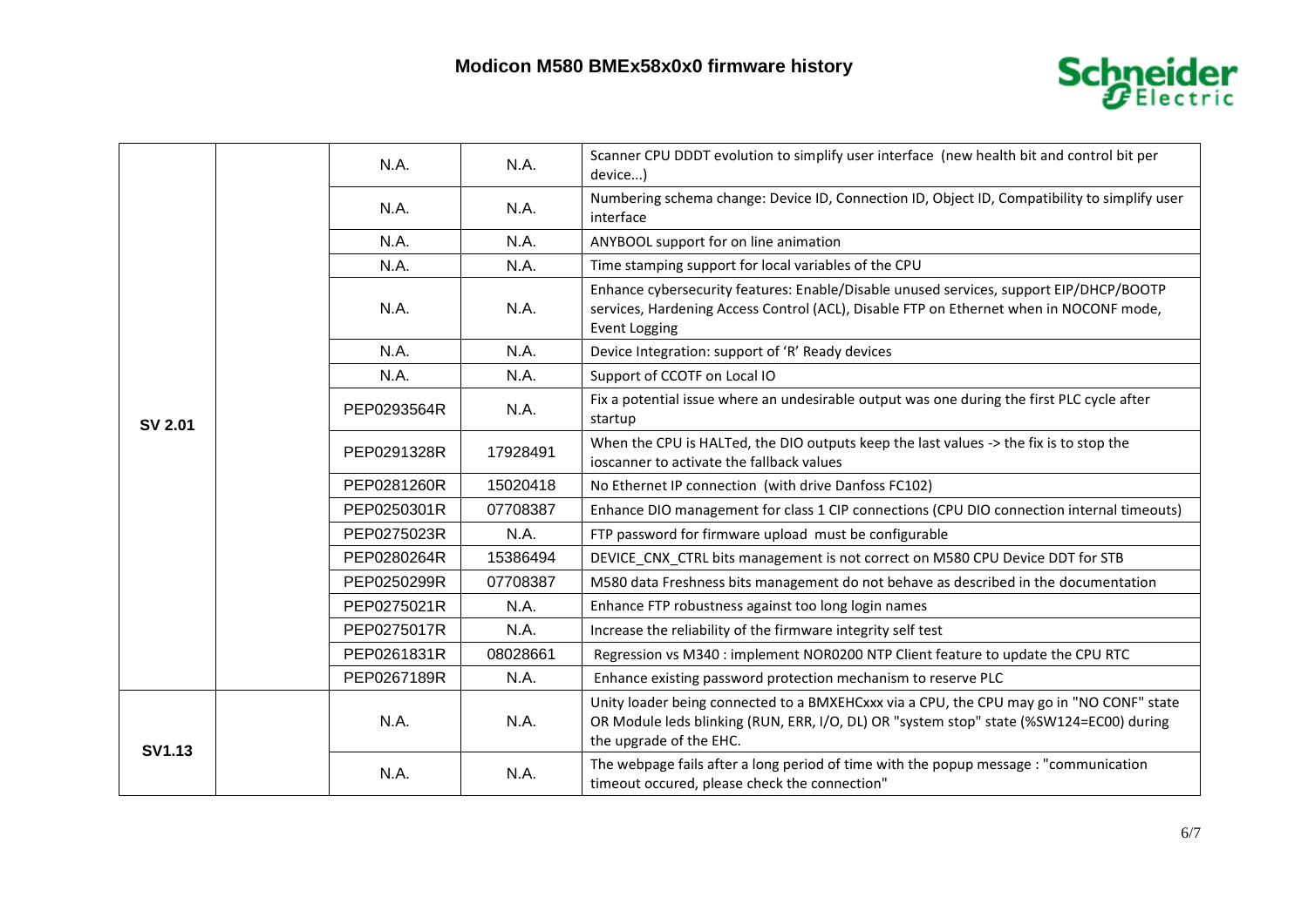| | | | | |
|---|---|---|---|---|
| SV 2.01 | | N.A. | N.A. | Scanner CPU DDDT evolution to simplify user interface (new health bit and control bit per device…) |
| | | N.A. | N.A. | Numbering schema change: Device ID, Connection ID, Object ID, Compatibility to simplify user interface |
| | | N.A. | N.A. | ANYBOOL support for on line animation |
| | | N.A. | N.A. | Time stamping support for local variables of the CPU |
| | | N.A. | N.A. | Enhance cybersecurity features: Enable/Disable unused services, support EIP/DHCP/BOOTP services, Hardening Access Control (ACL), Disable FTP on Ethernet when in NOCONF mode, Event Logging |
| | | N.A. | N.A. | Device Integration: support of 'R' Ready devices |
| | | N.A. | N.A. | Support of CCOTF on Local IO |
| | | PEP0293564R | N.A. | Fix a potential issue where an undesirable output was one during the first PLC cycle after startup |
| | | PEP0291328R | 17928491 | When the CPU is HALTed, the DIO outputs keep the last values -> the fix is to stop the ioscanner to activate the fallback values |
| | | PEP0281260R | 15020418 | No Ethernet IP connection (with drive Danfoss FC102) |
| | | PEP0250301R | 07708387 | Enhance DIO management for class 1 CIP connections (CPU DIO connection internal timeouts) |
| | | PEP0275023R | N.A. | FTP password for firmware upload must be configurable |
| | | PEP0280264R | 15386494 | DEVICE_CNX_CTRL bits management is not correct on M580 CPU Device DDT for STB |
| | | PEP0250299R | 07708387 | M580 data Freshness bits management do not behave as described in the documentation |
| | | PEP0275021R | N.A. | Enhance FTP robustness against too long login names |
| | | PEP0275017R | N.A. | Increase the reliability of the firmware integrity self test |
| | | PEP0261831R | 08028661 | Regression vs M340 : implement NOR0200 NTP Client feature to update the CPU RTC |
| | | PEP0267189R | N.A. | Enhance existing password protection mechanism to reserve PLC |
| SV1.13 | | N.A. | N.A. | Unity loader being connected to a BMXEHCxxx via a CPU, the CPU may go in "NO CONF" state OR Module leds blinking (RUN, ERR, I/O, DL) OR "system stop" state (%SW124=EC00) during the upgrade of the EHC. |
| | | N.A. | N.A. | The webpage fails after a long period of time with the popup message : "communication timeout occured, please check the connection" |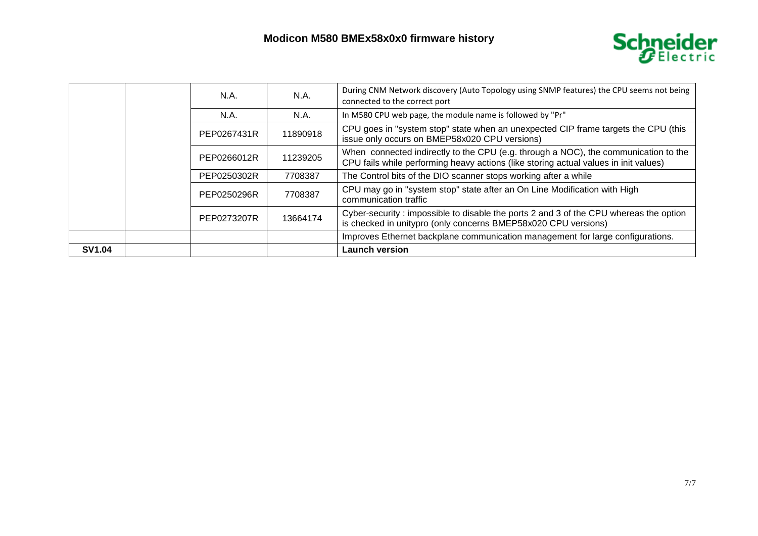| | | | | |
|---|---|---|---|---|
| | | N.A. | N.A. | During CNM Network discovery (Auto Topology using SNMP features) the CPU seems not being connected to the correct port |
| | | N.A. | N.A. | In M580 CPU web page, the module name is followed by "Pr" |
| | | PEP0267431R | 11890918 | CPU goes in "system stop" state when an unexpected CIP frame targets the CPU (this issue only occurs on BMEP58x020 CPU versions) |
| | | PEP0266012R | 11239205 | When connected indirectly to the CPU (e.g. through a NOC), the communication to the CPU fails while performing heavy actions (like storing actual values in init values) |
| | | PEP0250302R | 7708387 | The Control bits of the DIO scanner stops working after a while |
| | | PEP0250296R | 7708387 | CPU may go in "system stop" state after an On Line Modification with High communication traffic |
| | | PEP0273207R | 13664174 | Cyber-security : impossible to disable the ports 2 and 3 of the CPU whereas the option is checked in unitypro (only concerns BMEP58x020 CPU versions) |
| | | | | Improves Ethernet backplane communication management for large configurations. |
| **SV1.04** | | | | **Launch version** |